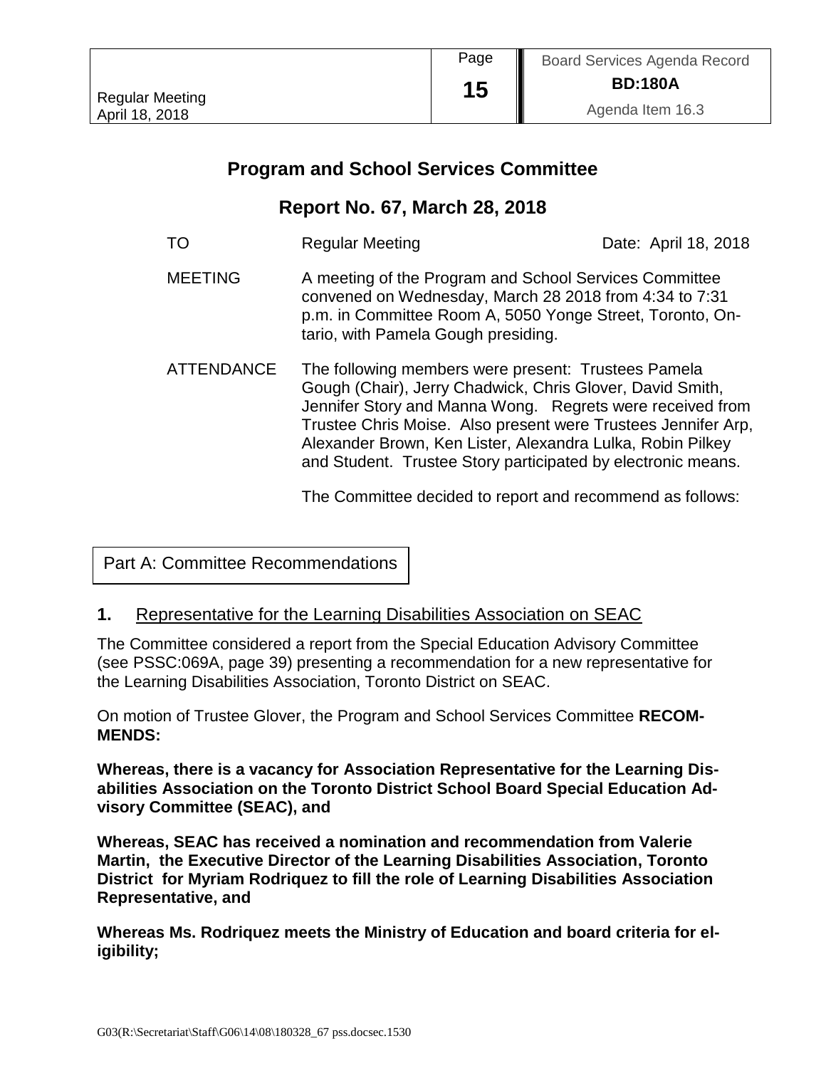# Program and School Services Committee

## Report No. 67, March 28, 2018

| | | |
|---|---|---|
| TO | Regular Meeting | Date: April 18, 2018 |

MEETING A meeting of the Program and School Services Committee convened on Wednesday, March 28 2018 from 4:34 to 7:31 p.m. in Committee Room A, 5050 Yonge Street, Toronto, Ontario, with Pamela Gough presiding.

ATTENDANCE The following members were present: Trustees Pamela Gough (Chair), Jerry Chadwick, Chris Glover, David Smith, Jennifer Story and Manna Wong. Regrets were received from Trustee Chris Moise. Also present were Trustees Jennifer Arp, Alexander Brown, Ken Lister, Alexandra Lulka, Robin Pilkey and Student. Trustee Story participated by electronic means.

The Committee decided to report and recommend as follows:

Part A: Committee Recommendations

**1.** Representative for the Learning Disabilities Association on SEAC

The Committee considered a report from the Special Education Advisory Committee (see PSSC:069A, page 39) presenting a recommendation for a new representative for the Learning Disabilities Association, Toronto District on SEAC.

On motion of Trustee Glover, the Program and School Services Committee **RECOMMENDS:**

**Whereas, there is a vacancy for Association Representative for the Learning Disabilities Association on the Toronto District School Board Special Education Advisory Committee (SEAC), and**

**Whereas, SEAC has received a nomination and recommendation from Valerie Martin, the Executive Director of the Learning Disabilities Association, Toronto District for Myriam Rodriquez to fill the role of Learning Disabilities Association Representative, and**

**Whereas Ms. Rodriquez meets the Ministry of Education and board criteria for eligibility;**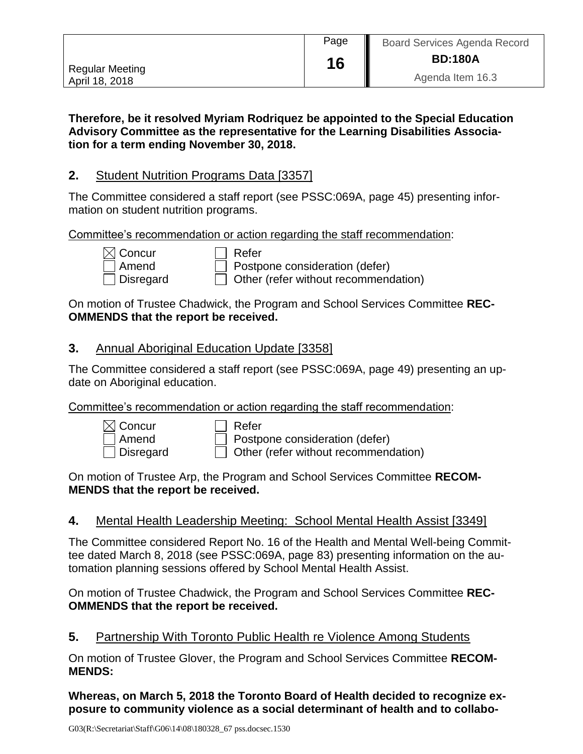**Therefore, be it resolved Myriam Rodriquez be appointed to the Special Education Advisory Committee as the representative for the Learning Disabilities Association for a term ending November 30, 2018.**

## 2. Student Nutrition Programs Data [3357]

The Committee considered a staff report (see PSSC:069A, page 45) presenting information on student nutrition programs.

Committee's recommendation or action regarding the staff recommendation:

- [x] Concur
- [ ] Amend
- [ ] Disregard
- [ ] Refer
- [ ] Postpone consideration (defer)
- [ ] Other (refer without recommendation)

On motion of Trustee Chadwick, the Program and School Services Committee **RECOMMENDS that the report be received.**

## 3. Annual Aboriginal Education Update [3358]

The Committee considered a staff report (see PSSC:069A, page 49) presenting an update on Aboriginal education.

Committee's recommendation or action regarding the staff recommendation:

- [x] Concur
- [ ] Amend
- [ ] Disregard
- [ ] Refer
- [ ] Postpone consideration (defer)
- [ ] Other (refer without recommendation)

On motion of Trustee Arp, the Program and School Services Committee **RECOMMENDS that the report be received.**

## 4. Mental Health Leadership Meeting: School Mental Health Assist [3349]

The Committee considered Report No. 16 of the Health and Mental Well-being Committee dated March 8, 2018 (see PSSC:069A, page 83) presenting information on the automation planning sessions offered by School Mental Health Assist.

On motion of Trustee Chadwick, the Program and School Services Committee **RECOMMENDS that the report be received.**

## 5. Partnership With Toronto Public Health re Violence Among Students

On motion of Trustee Glover, the Program and School Services Committee **RECOMMENDS:**

**Whereas, on March 5, 2018 the Toronto Board of Health decided to recognize exposure to community violence as a social determinant of health and to collabo-**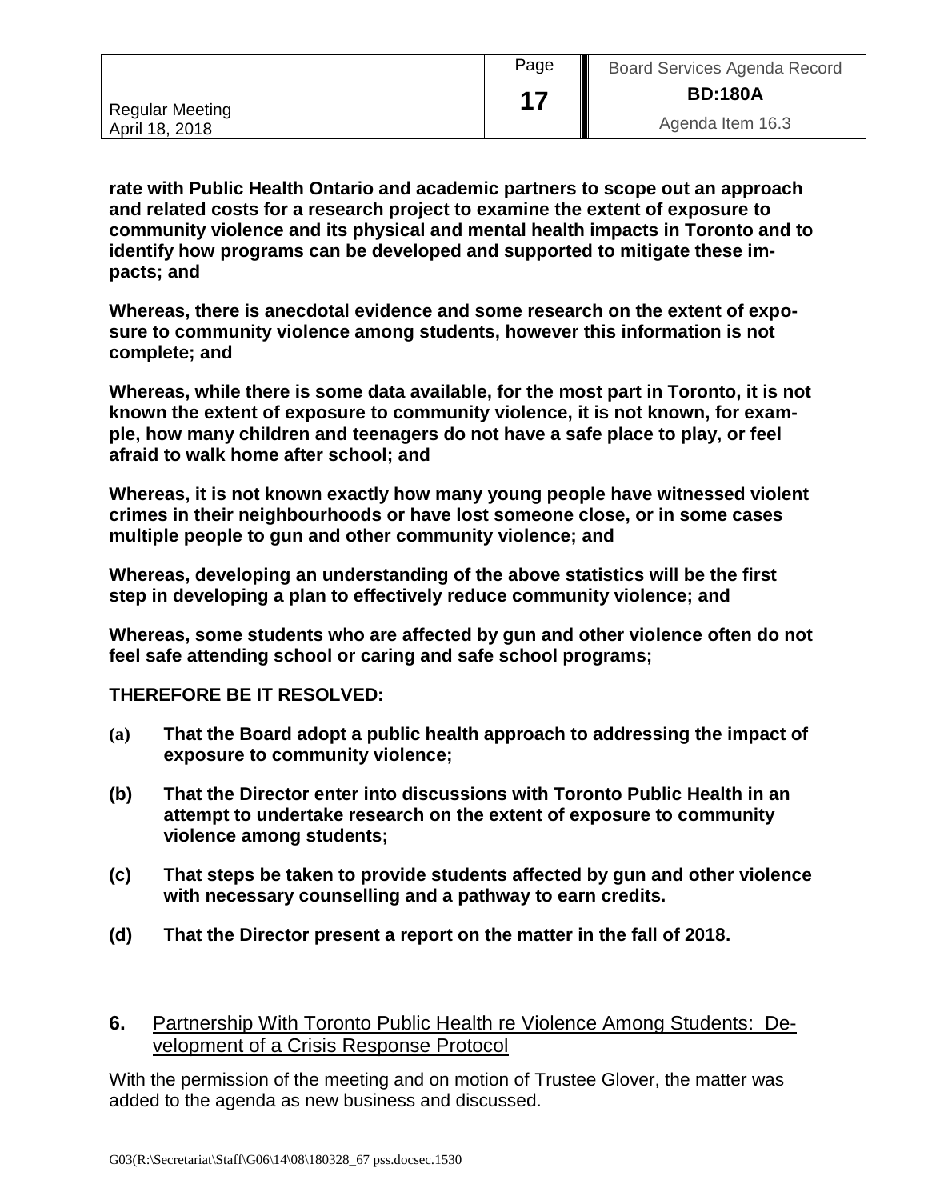**rate with Public Health Ontario and academic partners to scope out an approach and related costs for a research project to examine the extent of exposure to community violence and its physical and mental health impacts in Toronto and to identify how programs can be developed and supported to mitigate these impacts; and**

**Whereas, there is anecdotal evidence and some research on the extent of exposure to community violence among students, however this information is not complete; and**

**Whereas, while there is some data available, for the most part in Toronto, it is not known the extent of exposure to community violence, it is not known, for example, how many children and teenagers do not have a safe place to play, or feel afraid to walk home after school; and**

**Whereas, it is not known exactly how many young people have witnessed violent crimes in their neighbourhoods or have lost someone close, or in some cases multiple people to gun and other community violence; and**

**Whereas, developing an understanding of the above statistics will be the first step in developing a plan to effectively reduce community violence; and**

**Whereas, some students who are affected by gun and other violence often do not feel safe attending school or caring and safe school programs;**

**THEREFORE BE IT RESOLVED:**

**(a) That the Board adopt a public health approach to addressing the impact of exposure to community violence;**

**(b) That the Director enter into discussions with Toronto Public Health in an attempt to undertake research on the extent of exposure to community violence among students;**

**(c) That steps be taken to provide students affected by gun and other violence with necessary counselling and a pathway to earn credits.**

**(d) That the Director present a report on the matter in the fall of 2018.**

## 6. Partnership With Toronto Public Health re Violence Among Students: Development of a Crisis Response Protocol

With the permission of the meeting and on motion of Trustee Glover, the matter was added to the agenda as new business and discussed.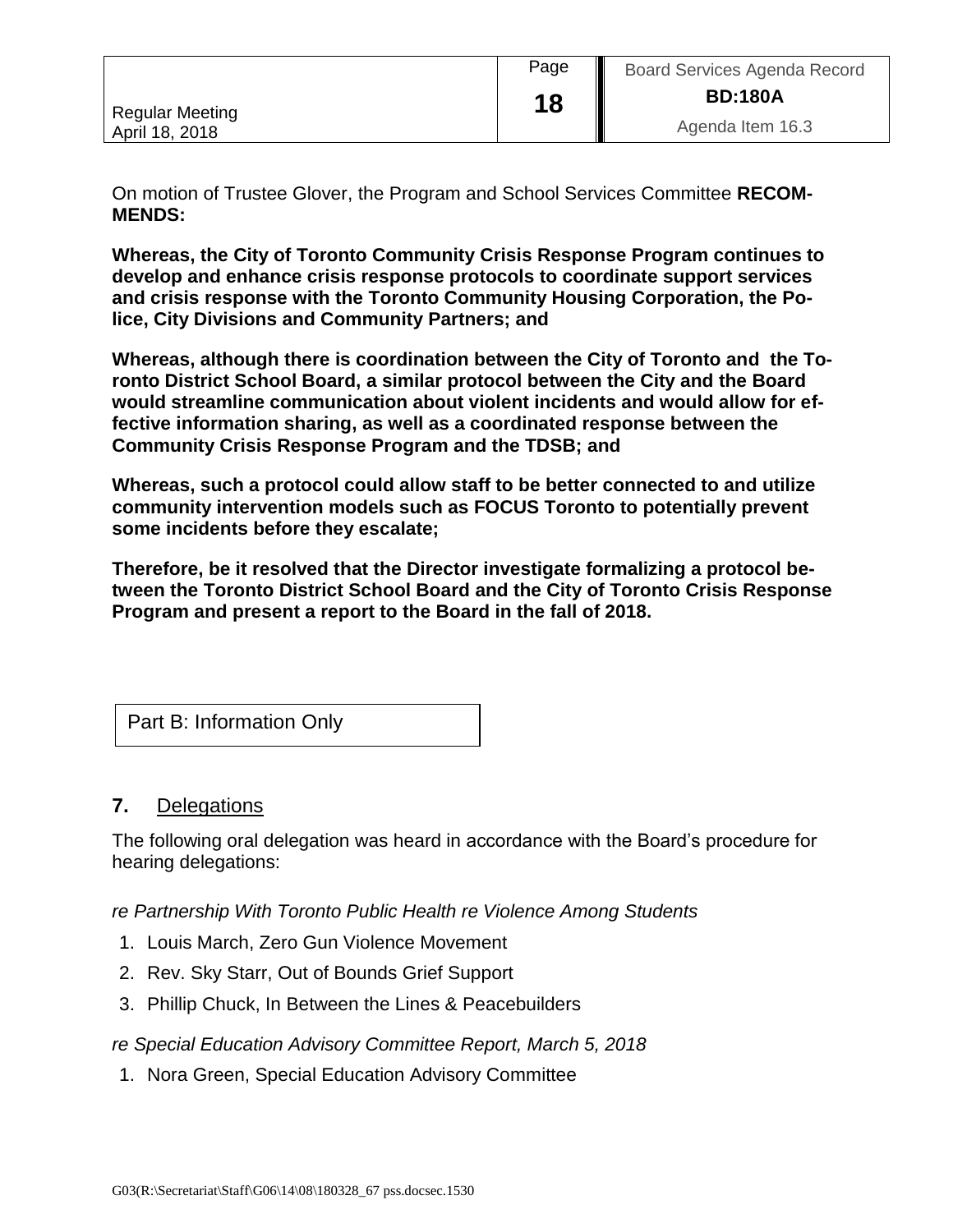On motion of Trustee Glover, the Program and School Services Committee **RECOMMENDS:**

**Whereas, the City of Toronto Community Crisis Response Program continues to develop and enhance crisis response protocols to coordinate support services and crisis response with the Toronto Community Housing Corporation, the Police, City Divisions and Community Partners; and**

**Whereas, although there is coordination between the City of Toronto and the Toronto District School Board, a similar protocol between the City and the Board would streamline communication about violent incidents and would allow for effective information sharing, as well as a coordinated response between the Community Crisis Response Program and the TDSB; and**

**Whereas, such a protocol could allow staff to be better connected to and utilize community intervention models such as FOCUS Toronto to potentially prevent some incidents before they escalate;**

**Therefore, be it resolved that the Director investigate formalizing a protocol between the Toronto District School Board and the City of Toronto Crisis Response Program and present a report to the Board in the fall of 2018.**

Part B: Information Only

## 7. Delegations

The following oral delegation was heard in accordance with the Board's procedure for hearing delegations:

*re Partnership With Toronto Public Health re Violence Among Students*

1. Louis March, Zero Gun Violence Movement
2. Rev. Sky Starr, Out of Bounds Grief Support
3. Phillip Chuck, In Between the Lines & Peacebuilders

*re Special Education Advisory Committee Report, March 5, 2018*

1. Nora Green, Special Education Advisory Committee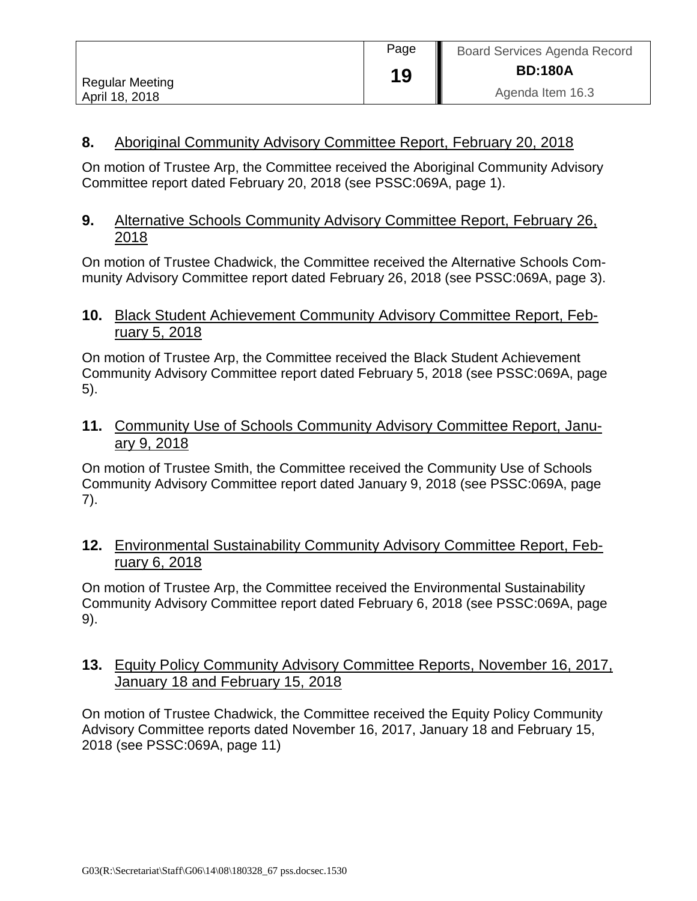**8.** Aboriginal Community Advisory Committee Report, February 20, 2018

On motion of Trustee Arp, the Committee received the Aboriginal Community Advisory Committee report dated February 20, 2018 (see PSSC:069A, page 1).

**9.** Alternative Schools Community Advisory Committee Report, February 26, 2018

On motion of Trustee Chadwick, the Committee received the Alternative Schools Community Advisory Committee report dated February 26, 2018 (see PSSC:069A, page 3).

**10.** Black Student Achievement Community Advisory Committee Report, February 5, 2018

On motion of Trustee Arp, the Committee received the Black Student Achievement Community Advisory Committee report dated February 5, 2018 (see PSSC:069A, page 5).

**11.** Community Use of Schools Community Advisory Committee Report, January 9, 2018

On motion of Trustee Smith, the Committee received the Community Use of Schools Community Advisory Committee report dated January 9, 2018 (see PSSC:069A, page 7).

**12.** Environmental Sustainability Community Advisory Committee Report, February 6, 2018

On motion of Trustee Arp, the Committee received the Environmental Sustainability Community Advisory Committee report dated February 6, 2018 (see PSSC:069A, page 9).

**13.** Equity Policy Community Advisory Committee Reports, November 16, 2017, January 18 and February 15, 2018

On motion of Trustee Chadwick, the Committee received the Equity Policy Community Advisory Committee reports dated November 16, 2017, January 18 and February 15, 2018 (see PSSC:069A, page 11)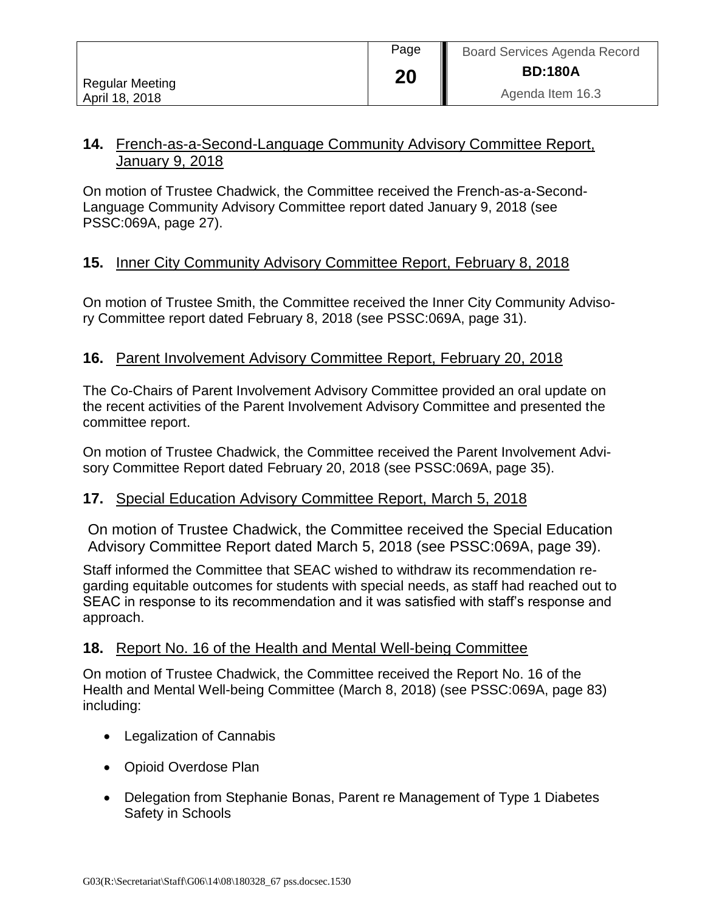## 14. French-as-a-Second-Language Community Advisory Committee Report, January 9, 2018

On motion of Trustee Chadwick, the Committee received the French-as-a-Second-Language Community Advisory Committee report dated January 9, 2018 (see PSSC:069A, page 27).

## 15. Inner City Community Advisory Committee Report, February 8, 2018

On motion of Trustee Smith, the Committee received the Inner City Community Advisory Committee report dated February 8, 2018 (see PSSC:069A, page 31).

## 16. Parent Involvement Advisory Committee Report, February 20, 2018

The Co-Chairs of Parent Involvement Advisory Committee provided an oral update on the recent activities of the Parent Involvement Advisory Committee and presented the committee report.

On motion of Trustee Chadwick, the Committee received the Parent Involvement Advisory Committee Report dated February 20, 2018 (see PSSC:069A, page 35).

## 17. Special Education Advisory Committee Report, March 5, 2018

On motion of Trustee Chadwick, the Committee received the Special Education Advisory Committee Report dated March 5, 2018 (see PSSC:069A, page 39).

Staff informed the Committee that SEAC wished to withdraw its recommendation regarding equitable outcomes for students with special needs, as staff had reached out to SEAC in response to its recommendation and it was satisfied with staff's response and approach.

## 18. Report No. 16 of the Health and Mental Well-being Committee

On motion of Trustee Chadwick, the Committee received the Report No. 16 of the Health and Mental Well-being Committee (March 8, 2018) (see PSSC:069A, page 83) including:

- Legalization of Cannabis
- Opioid Overdose Plan
- Delegation from Stephanie Bonas, Parent re Management of Type 1 Diabetes Safety in Schools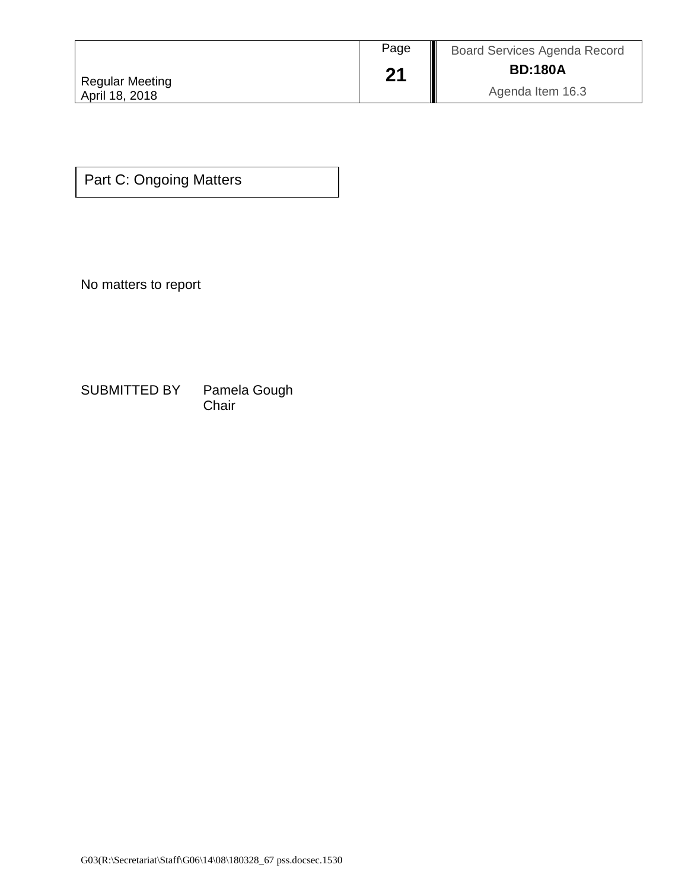## Part C: Ongoing Matters

No matters to report

SUBMITTED BY Pamela Gough
Chair